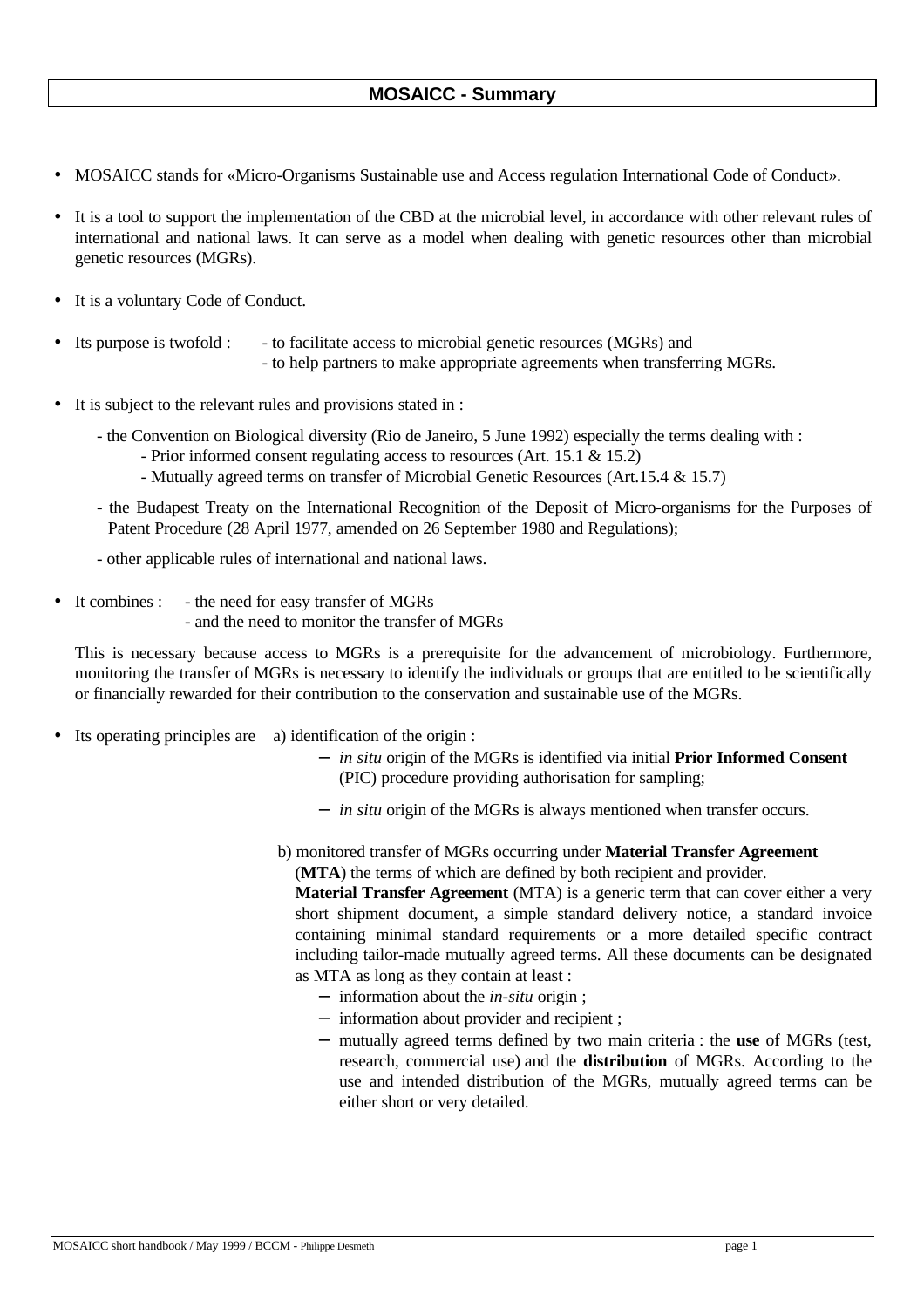# MOSAICC - Summary

- MOSAICC stands for «Micro-Organisms Sustainable use and Access regulation International Code of Conduct».

- It is a tool to support the implementation of the CBD at the microbial level, in accordance with other relevant rules of international and national laws. It can serve as a model when dealing with genetic resources other than microbial genetic resources (MGRs).

- It is a voluntary Code of Conduct.

- Its purpose is twofold :
  - to facilitate access to microbial genetic resources (MGRs) and
  - to help partners to make appropriate agreements when transferring MGRs.

- It is subject to the relevant rules and provisions stated in :

  - the Convention on Biological diversity (Rio de Janeiro, 5 June 1992) especially the terms dealing with :
    - Prior informed consent regulating access to resources (Art. 15.1 & 15.2)
    - Mutually agreed terms on transfer of Microbial Genetic Resources (Art.15.4 & 15.7)

  - the Budapest Treaty on the International Recognition of the Deposit of Micro-organisms for the Purposes of Patent Procedure (28 April 1977, amended on 26 September 1980 and Regulations);

  - other applicable rules of international and national laws.

- It combines :
  - the need for easy transfer of MGRs
  - and the need to monitor the transfer of MGRs

  This is necessary because access to MGRs is a prerequisite for the advancement of microbiology. Furthermore, monitoring the transfer of MGRs is necessary to identify the individuals or groups that are entitled to be scientifically or financially rewarded for their contribution to the conservation and sustainable use of the MGRs.

- Its operating principles are
  a) identification of the origin :
    - *in situ* origin of the MGRs is identified via initial **Prior Informed Consent** (PIC) procedure providing authorisation for sampling;
    - *in situ* origin of the MGRs is always mentioned when transfer occurs.

  b) monitored transfer of MGRs occurring under **Material Transfer Agreement** (**MTA**) the terms of which are defined by both recipient and provider.
  **Material Transfer Agreement** (MTA) is a generic term that can cover either a very short shipment document, a simple standard delivery notice, a standard invoice containing minimal standard requirements or a more detailed specific contract including tailor-made mutually agreed terms. All these documents can be designated as MTA as long as they contain at least :
    - information about the *in-situ* origin ;
    - information about provider and recipient ;
    - mutually agreed terms defined by two main criteria : the **use** of MGRs (test, research, commercial use) and the **distribution** of MGRs. According to the use and intended distribution of the MGRs, mutually agreed terms can be either short or very detailed.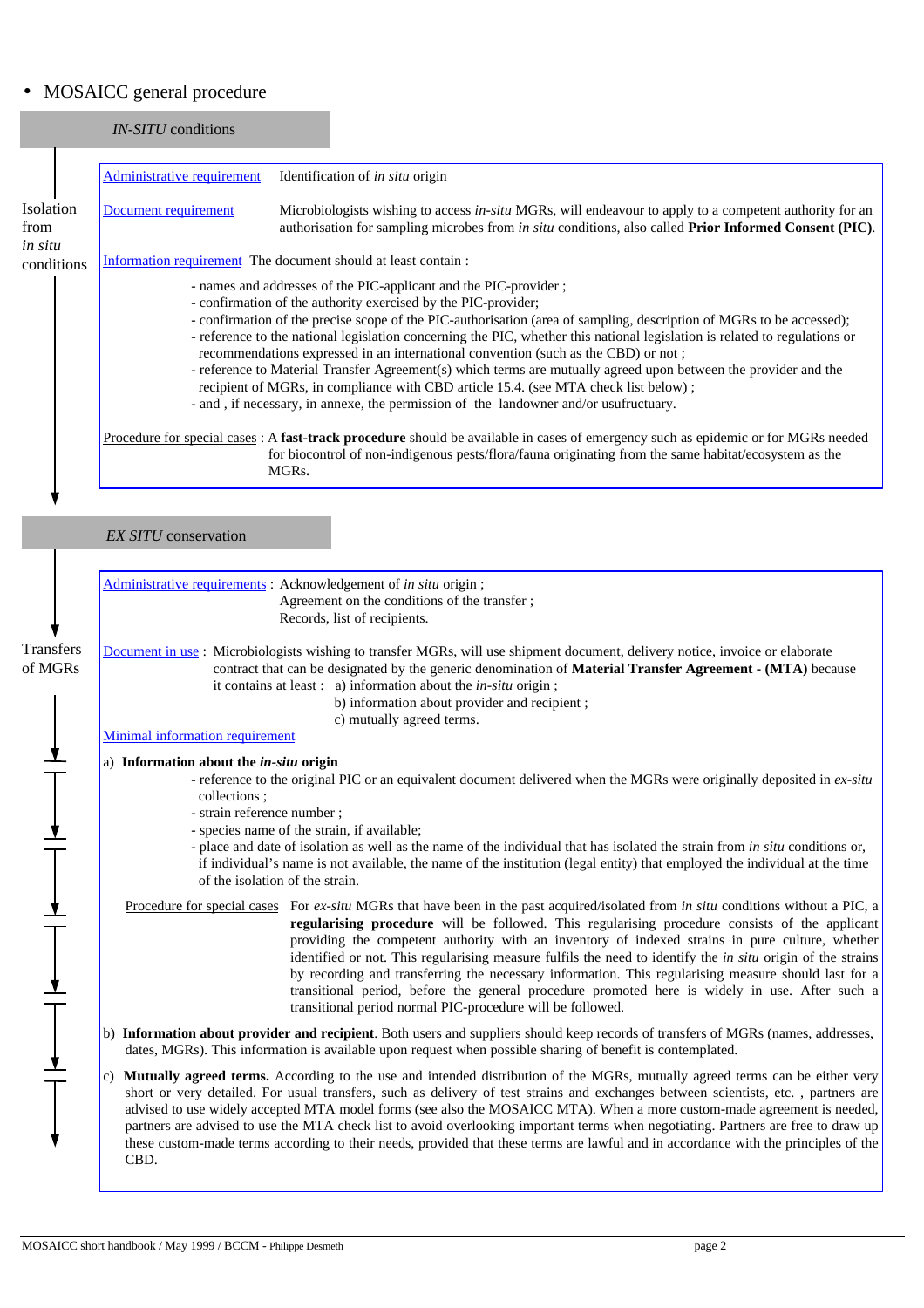- MOSAICC general procedure

## *IN-SITU* conditions

**Isolation from *in situ* conditions**

Administrative requirement: Identification of *in situ* origin

Document requirement: Microbiologists wishing to access *in-situ* MGRs, will endeavour to apply to a competent authority for an authorisation for sampling microbes from *in situ* conditions, also called **Prior Informed Consent (PIC)**.

Information requirement: The document should at least contain :

- names and addresses of the PIC-applicant and the PIC-provider ;
- confirmation of the authority exercised by the PIC-provider;
- confirmation of the precise scope of the PIC-authorisation (area of sampling, description of MGRs to be accessed);
- reference to the national legislation concerning the PIC, whether this national legislation is related to regulations or recommendations expressed in an international convention (such as the CBD) or not ;
- reference to Material Transfer Agreement(s) which terms are mutually agreed upon between the provider and the recipient of MGRs, in compliance with CBD article 15.4. (see MTA check list below) ;
- and , if necessary, in annexe, the permission of the landowner and/or usufructuary.

Procedure for special cases : A **fast-track procedure** should be available in cases of emergency such as epidemic or for MGRs needed for biocontrol of non-indigenous pests/flora/fauna originating from the same habitat/ecosystem as the MGRs.

## *EX SITU* conservation

**Transfers of MGRs**

Administrative requirements : Acknowledgement of *in situ* origin ;
Agreement on the conditions of the transfer ;
Records, list of recipients.

Document in use : Microbiologists wishing to transfer MGRs, will use shipment document, delivery notice, invoice or elaborate contract that can be designated by the generic denomination of **Material Transfer Agreement - (MTA)** because it contains at least : a) information about the *in-situ* origin ;
b) information about provider and recipient ;
c) mutually agreed terms.

Minimal information requirement

a) **Information about the *in-situ* origin**

- reference to the original PIC or an equivalent document delivered when the MGRs were originally deposited in *ex-situ* collections ;
- strain reference number ;
- species name of the strain, if available;
- place and date of isolation as well as the name of the individual that has isolated the strain from *in situ* conditions or, if individual's name is not available, the name of the institution (legal entity) that employed the individual at the time of the isolation of the strain.

Procedure for special cases: For *ex-situ* MGRs that have been in the past acquired/isolated from *in situ* conditions without a PIC, a **regularising procedure** will be followed. This regularising procedure consists of the applicant providing the competent authority with an inventory of indexed strains in pure culture, whether identified or not. This regularising measure fulfils the need to identify the *in situ* origin of the strains by recording and transferring the necessary information. This regularising measure should last for a transitional period, before the general procedure promoted here is widely in use. After such a transitional period normal PIC-procedure will be followed.

b) **Information about provider and recipient**. Both users and suppliers should keep records of transfers of MGRs (names, addresses, dates, MGRs). This information is available upon request when possible sharing of benefit is contemplated.

c) **Mutually agreed terms.** According to the use and intended distribution of the MGRs, mutually agreed terms can be either very short or very detailed. For usual transfers, such as delivery of test strains and exchanges between scientists, etc. , partners are advised to use widely accepted MTA model forms (see also the MOSAICC MTA). When a more custom-made agreement is needed, partners are advised to use the MTA check list to avoid overlooking important terms when negotiating. Partners are free to draw up these custom-made terms according to their needs, provided that these terms are lawful and in accordance with the principles of the CBD.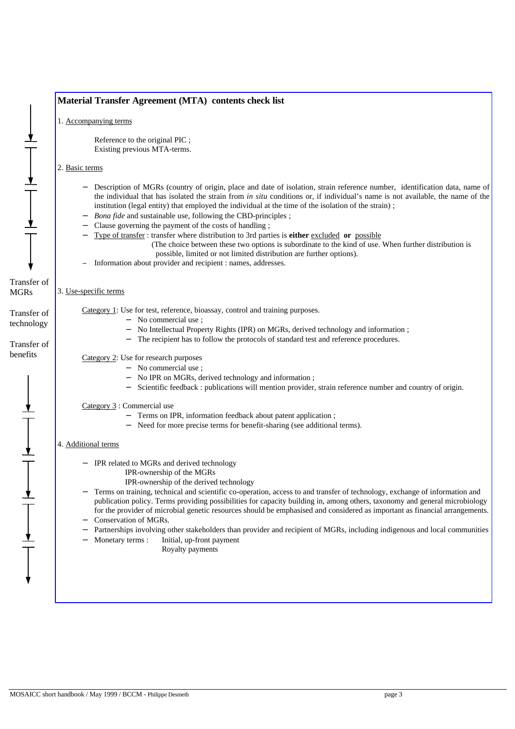## Material Transfer Agreement (MTA) contents check list

1. Accompanying terms

    Reference to the original PIC ;
    Existing previous MTA-terms.

2. Basic terms

    - Description of MGRs (country of origin, place and date of isolation, strain reference number, identification data, name of the individual that has isolated the strain from *in situ* conditions or, if individual's name is not available, the name of the institution (legal entity) that employed the individual at the time of the isolation of the strain) ;
    - *Bona fide* and sustainable use, following the CBD-principles ;
    - Clause governing the payment of the costs of handling ;
    - Type of transfer : transfer where distribution to 3rd parties is **either** excluded **or** possible
      (The choice between these two options is subordinate to the kind of use. When further distribution is possible, limited or not limited distribution are further options).
    - Information about provider and recipient : names, addresses.

Transfer of MGRs

Transfer of technology

Transfer of benefits

3. Use-specific terms

    Category 1: Use for test, reference, bioassay, control and training purposes.
    - No commercial use ;
    - No Intellectual Property Rights (IPR) on MGRs, derived technology and information ;
    - The recipient has to follow the protocols of standard test and reference procedures.

    Category 2: Use for research purposes
    - No commercial use ;
    - No IPR on MGRs, derived technology and information ;
    - Scientific feedback : publications will mention provider, strain reference number and country of origin.

    Category 3 : Commercial use
    - Terms on IPR, information feedback about patent application ;
    - Need for more precise terms for benefit-sharing (see additional terms).

4. Additional terms

    - IPR related to MGRs and derived technology
      IPR-ownership of the MGRs
      IPR-ownership of the derived technology
    - Terms on training, technical and scientific co-operation, access to and transfer of technology, exchange of information and publication policy. Terms providing possibilities for capacity building in, among others, taxonomy and general microbiology for the provider of microbial genetic resources should be emphasised and considered as important as financial arrangements.
    - Conservation of MGRs.
    - Partnerships involving other stakeholders than provider and recipient of MGRs, including indigenous and local communities
    - Monetary terms : Initial, up-front payment
      Royalty payments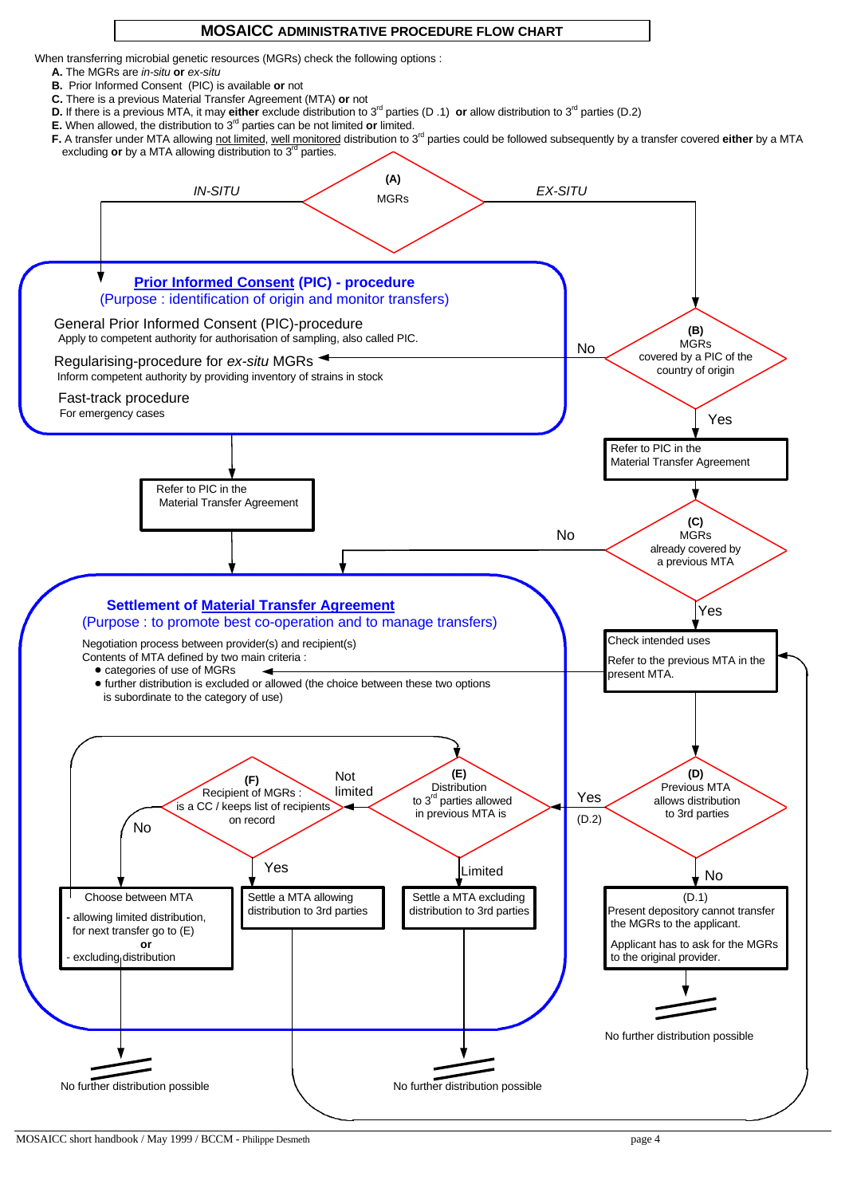# MOSAICC ADMINISTRATIVE PROCEDURE FLOW CHART

When transferring microbial genetic resources (MGRs) check the following options :

- **A.** The MGRs are *in-situ* **or** *ex-situ*
- **B.** Prior Informed Consent (PIC) is available **or** not
- **C.** There is a previous Material Transfer Agreement (MTA) **or** not
- **D.** If there is a previous MTA, it may **either** exclude distribution to 3rd parties (D .1) **or** allow distribution to 3rd parties (D.2)
- **E.** When allowed, the distribution to 3rd parties can be not limited **or** limited.
- **F.** A transfer under MTA allowing not limited, well monitored distribution to 3rd parties could be followed subsequently by a transfer covered **either** by a MTA excluding **or** by a MTA allowing distribution to 3rd parties.

**(A)**
MGRs

*IN-SITU*

*EX-SITU*

**Prior Informed Consent (PIC) - procedure**
(Purpose : identification of origin and monitor transfers)

General Prior Informed Consent (PIC)-procedure
Apply to competent authority for authorisation of sampling, also called PIC.

Regularising-procedure for *ex-situ* MGRs
Inform competent authority by providing inventory of strains in stock

Fast-track procedure
For emergency cases

**(B)**
MGRs
covered by a PIC of the country of origin

No

Yes

Refer to PIC in the Material Transfer Agreement

Refer to PIC in the Material Transfer Agreement

**(C)**
MGRs
already covered by a previous MTA

No

Yes

**Settlement of Material Transfer Agreement**
(Purpose : to promote best co-operation and to manage transfers)

Negotiation process between provider(s) and recipient(s)
Contents of MTA defined by two main criteria :

- categories of use of MGRs
- further distribution is excluded or allowed (the choice between these two options is subordinate to the category of use)

Check intended uses

Refer to the previous MTA in the present MTA.

**(D)**
Previous MTA allows distribution to 3rd parties

Yes
(D.2)

No

**(E)**
Distribution to 3rd parties allowed in previous MTA is

Not limited

Limited

**(F)**
Recipient of MGRs : is a CC / keeps list of recipients on record

No

Yes

Choose between MTA
- allowing limited distribution, for next transfer go to (E)
**or**
- excluding distribution

Settle a MTA allowing distribution to 3rd parties

Settle a MTA excluding distribution to 3rd parties

(D.1)
Present depository cannot transfer the MGRs to the applicant.
Applicant has to ask for the MGRs to the original provider.

No further distribution possible

No further distribution possible

No further distribution possible

MOSAICC short handbook / May 1999 / BCCM - Philippe Desmeth